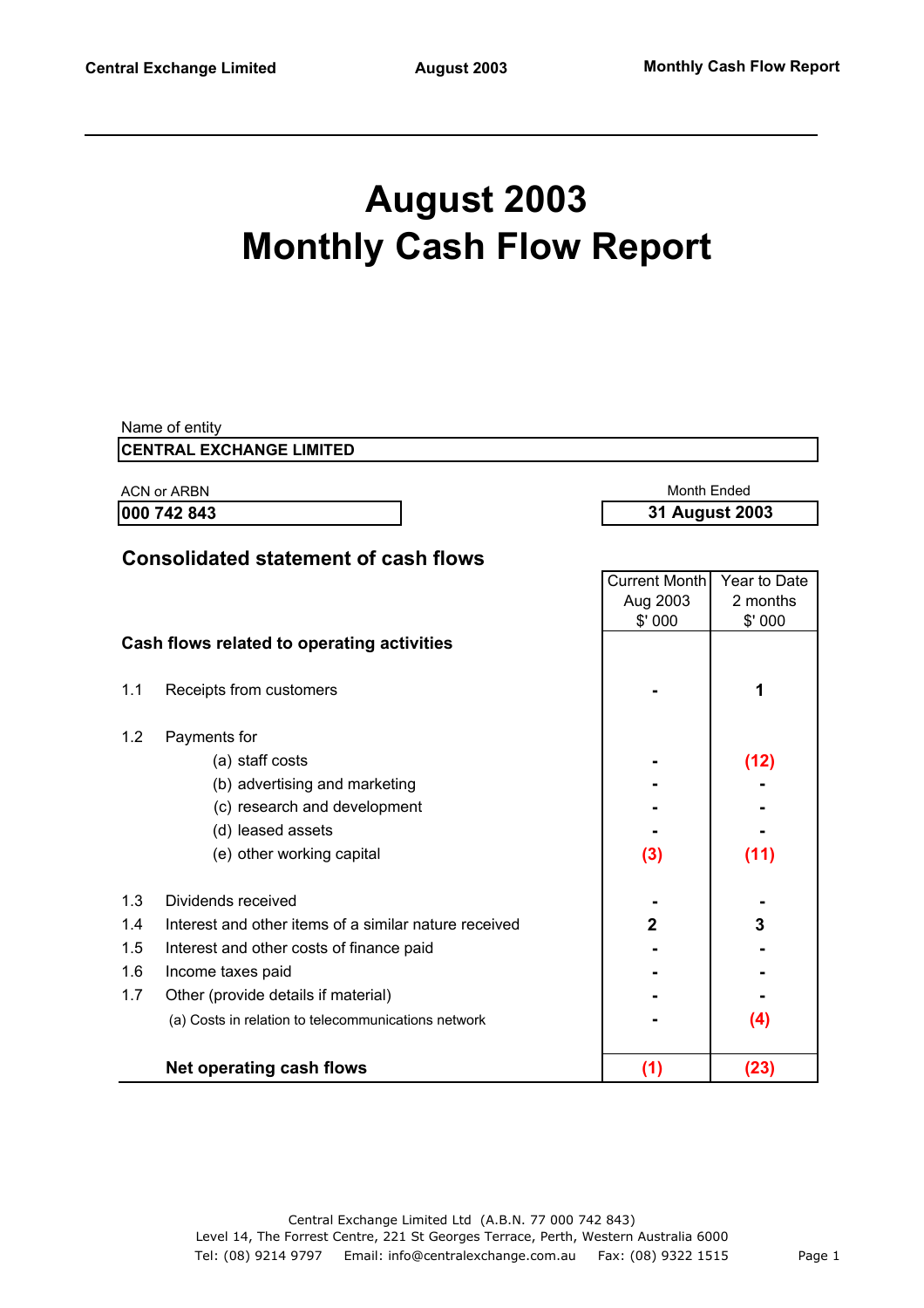# August 2003
# Monthly Cash Flow Report

Name of entity

**CENTRAL EXCHANGE LIMITED**

| ACN or ARBN | Month Ended |
|---|---|
| **000 742 843** | **31 August 2003** |

## Consolidated statement of cash flows

| | | Current Month Aug 2003 $' 000 | Year to Date 2 months $' 000 |
|---|---|---|---|
| | **Cash flows related to operating activities** | | |
| 1.1 | Receipts from customers | - | 1 |
| 1.2 | Payments for | | |
| | (a) staff costs | - | (12) |
| | (b) advertising and marketing | - | - |
| | (c) research and development | - | - |
| | (d) leased assets | - | - |
| | (e) other working capital | (3) | (11) |
| 1.3 | Dividends received | - | - |
| 1.4 | Interest and other items of a similar nature received | 2 | 3 |
| 1.5 | Interest and other costs of finance paid | - | - |
| 1.6 | Income taxes paid | - | - |
| 1.7 | Other (provide details if material) | - | - |
| | (a) Costs in relation to telecommunications network | - | (4) |
| | **Net operating cash flows** | **(1)** | **(23)** |

Central Exchange Limited Ltd (A.B.N. 77 000 742 843)
Level 14, The Forrest Centre, 221 St Georges Terrace, Perth, Western Australia 6000
Tel: (08) 9214 9797 Email: info@centralexchange.com.au Fax: (08) 9322 1515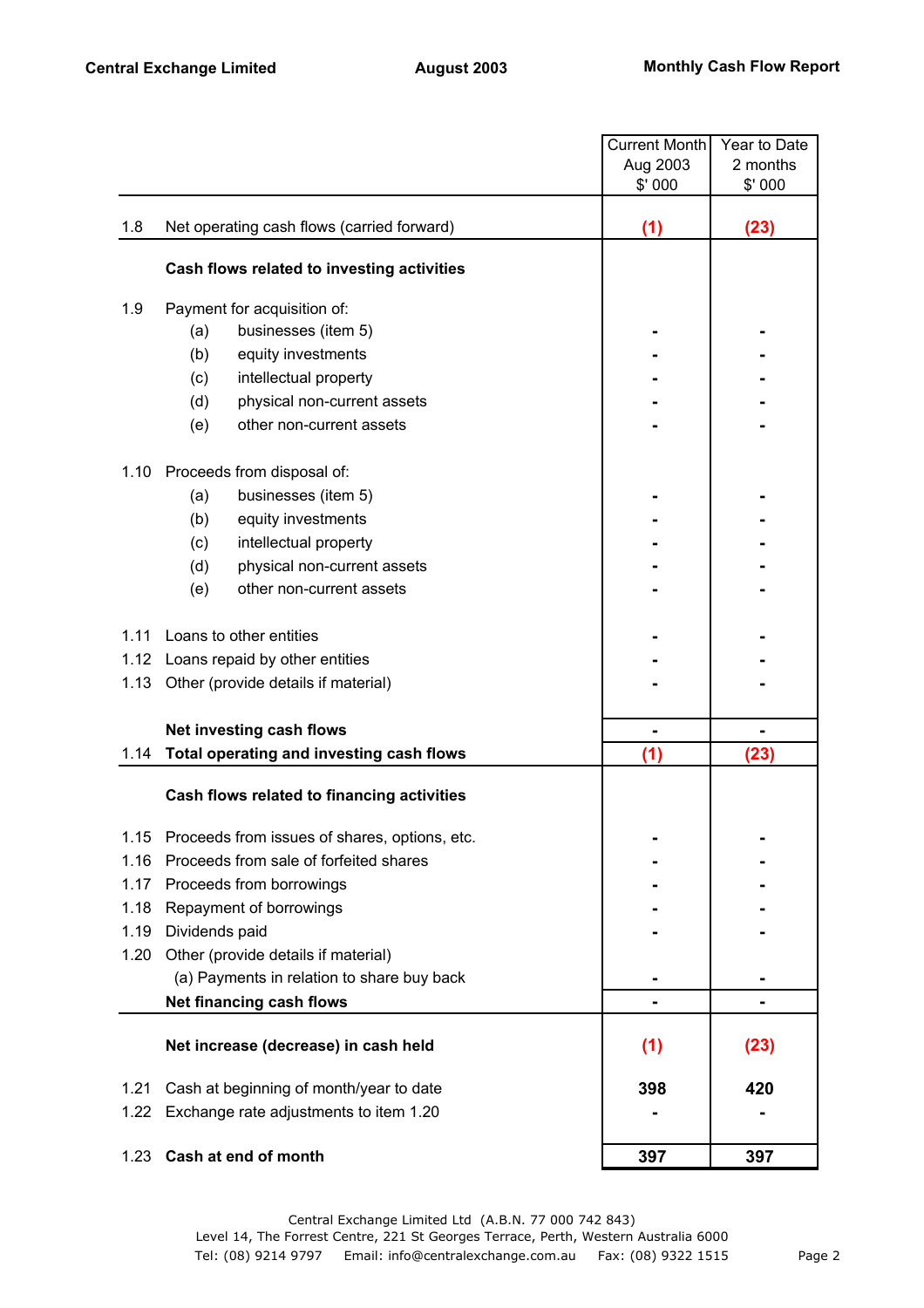| | | Current Month Aug 2003 $' 000 | Year to Date 2 months $' 000 |
|---|---|---|---|
| 1.8 | Net operating cash flows (carried forward) | (1) | (23) |
| | **Cash flows related to investing activities** | | |
| 1.9 | Payment for acquisition of: | | |
| | (a) businesses (item 5) | - | - |
| | (b) equity investments | - | - |
| | (c) intellectual property | - | - |
| | (d) physical non-current assets | - | - |
| | (e) other non-current assets | - | - |
| 1.10 | Proceeds from disposal of: | | |
| | (a) businesses (item 5) | - | - |
| | (b) equity investments | - | - |
| | (c) intellectual property | - | - |
| | (d) physical non-current assets | - | - |
| | (e) other non-current assets | - | - |
| 1.11 | Loans to other entities | - | - |
| 1.12 | Loans repaid by other entities | - | - |
| 1.13 | Other (provide details if material) | - | - |
| | **Net investing cash flows** | - | - |
| 1.14 | **Total operating and investing cash flows** | (1) | (23) |
| | **Cash flows related to financing activities** | | |
| 1.15 | Proceeds from issues of shares, options, etc. | - | - |
| 1.16 | Proceeds from sale of forfeited shares | - | - |
| 1.17 | Proceeds from borrowings | - | - |
| 1.18 | Repayment of borrowings | - | - |
| 1.19 | Dividends paid | - | - |
| 1.20 | Other (provide details if material) | | |
| | (a) Payments in relation to share buy back | - | - |
| | **Net financing cash flows** | - | - |
| | **Net increase (decrease) in cash held** | (1) | (23) |
| 1.21 | Cash at beginning of month/year to date | 398 | 420 |
| 1.22 | Exchange rate adjustments to item 1.20 | - | - |
| 1.23 | **Cash at end of month** | 397 | 397 |

Central Exchange Limited Ltd (A.B.N. 77 000 742 843)
Level 14, The Forrest Centre, 221 St Georges Terrace, Perth, Western Australia 6000
Tel: (08) 9214 9797 Email: info@centralexchange.com.au Fax: (08) 9322 1515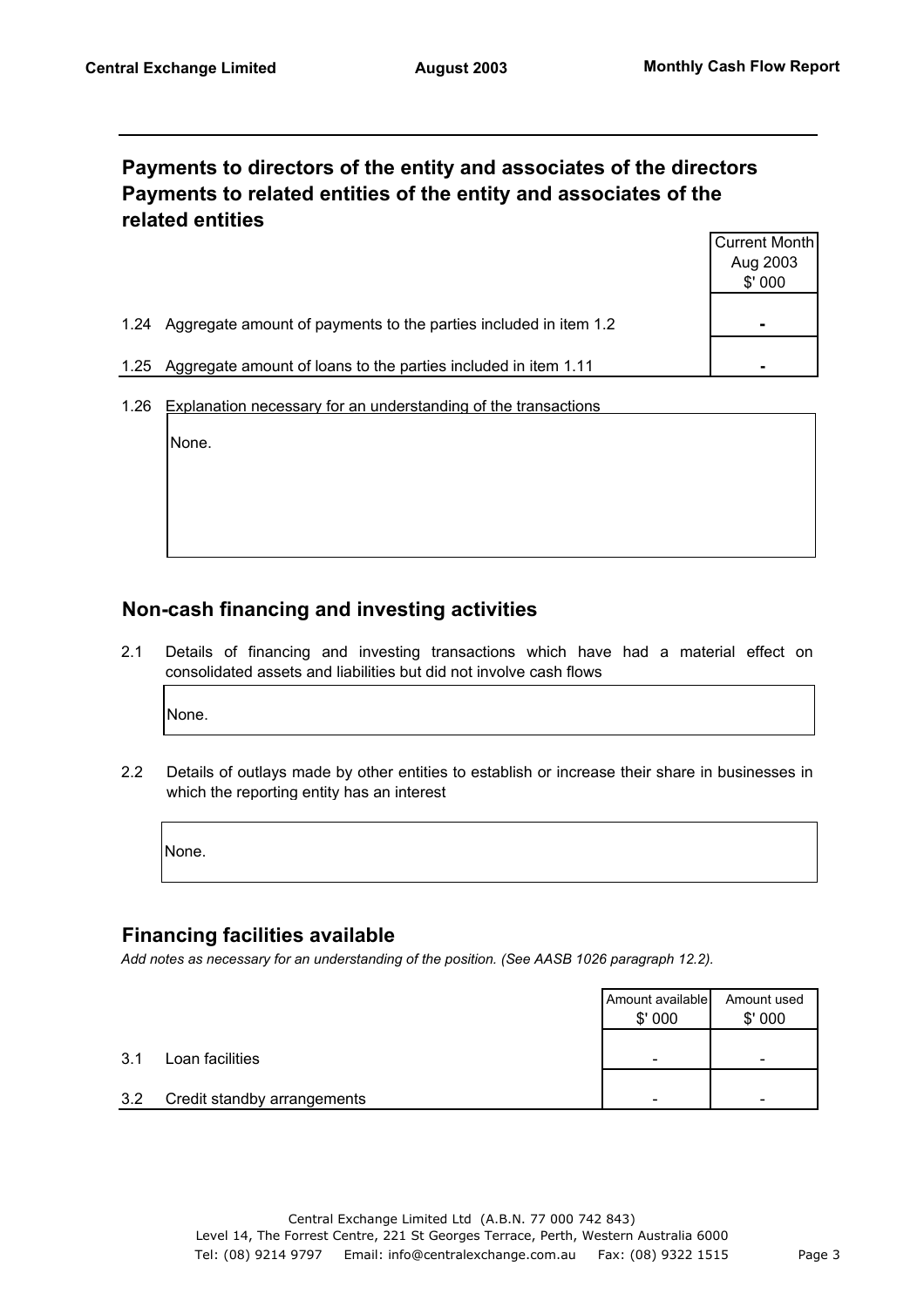## Payments to directors of the entity and associates of the directors Payments to related entities of the entity and associates of the related entities

| | | Current Month Aug 2003 $' 000 |
|---|---|---|
| 1.24 | Aggregate amount of payments to the parties included in item 1.2 | - |
| 1.25 | Aggregate amount of loans to the parties included in item 1.11 | - |

1.26 Explanation necessary for an understanding of the transactions

None.

## Non-cash financing and investing activities

2.1 Details of financing and investing transactions which have had a material effect on consolidated assets and liabilities but did not involve cash flows

None.

2.2 Details of outlays made by other entities to establish or increase their share in businesses in which the reporting entity has an interest

None.

## Financing facilities available

*Add notes as necessary for an understanding of the position. (See AASB 1026 paragraph 12.2).*

| | | Amount available $' 000 | Amount used $' 000 |
|---|---|---|---|
| 3.1 | Loan facilities | - | - |
| 3.2 | Credit standby arrangements | - | - |

Central Exchange Limited Ltd (A.B.N. 77 000 742 843)
Level 14, The Forrest Centre, 221 St Georges Terrace, Perth, Western Australia 6000
Tel: (08) 9214 9797 Email: info@centralexchange.com.au Fax: (08) 9322 1515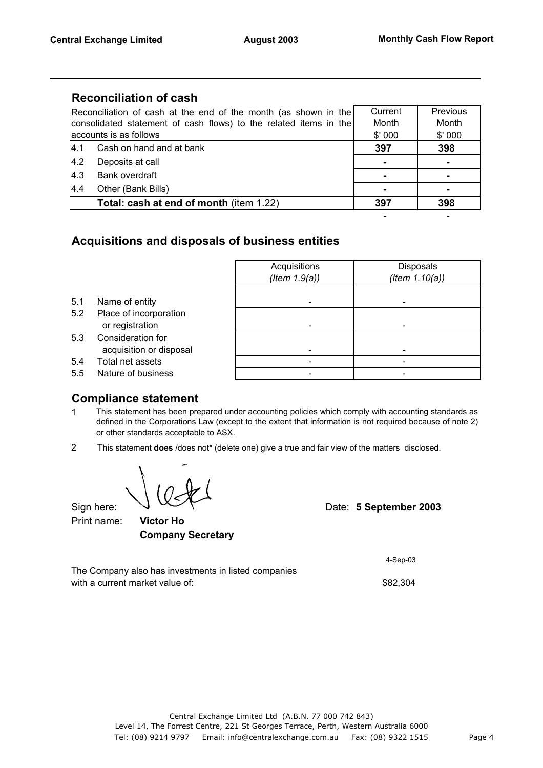## Reconciliation of cash

| Reconciliation of cash at the end of the month (as shown in the consolidated statement of cash flows) to the related items in the accounts is as follows | | Current Month $' 000 | Previous Month $' 000 |
|---|---|---|---|
| 4.1 | Cash on hand and at bank | **397** | **398** |
| 4.2 | Deposits at call | **-** | **-** |
| 4.3 | Bank overdraft | **-** | **-** |
| 4.4 | Other (Bank Bills) | **-** | **-** |
| | **Total: cash at end of month** (item 1.22) | **397** | **398** |
| | | - | - |

## Acquisitions and disposals of business entities

| | | Acquisitions *(Item 1.9(a))* | Disposals *(Item 1.10(a))* |
|---|---|---|---|
| 5.1 | Name of entity | - | - |
| 5.2 | Place of incorporation or registration | - | - |
| 5.3 | Consideration for acquisition or disposal | - | - |
| 5.4 | Total net assets | - | - |
| 5.5 | Nature of business | - | - |

## Compliance statement

1 This statement has been prepared under accounting policies which comply with accounting standards as defined in the Corporations Law (except to the extent that information is not required because of note 2) or other standards acceptable to ASX.

2 This statement **does** /~~does not*~~ (delete one) give a true and fair view of the matters disclosed.

Sign here:

Date: **5 September 2003**

Print name: **Victor Ho**
**Company Secretary**

4-Sep-03

The Company also has investments in listed companies with a current market value of: $82,304

Central Exchange Limited Ltd (A.B.N. 77 000 742 843)
Level 14, The Forrest Centre, 221 St Georges Terrace, Perth, Western Australia 6000
Tel: (08) 9214 9797 Email: info@centralexchange.com.au Fax: (08) 9322 1515